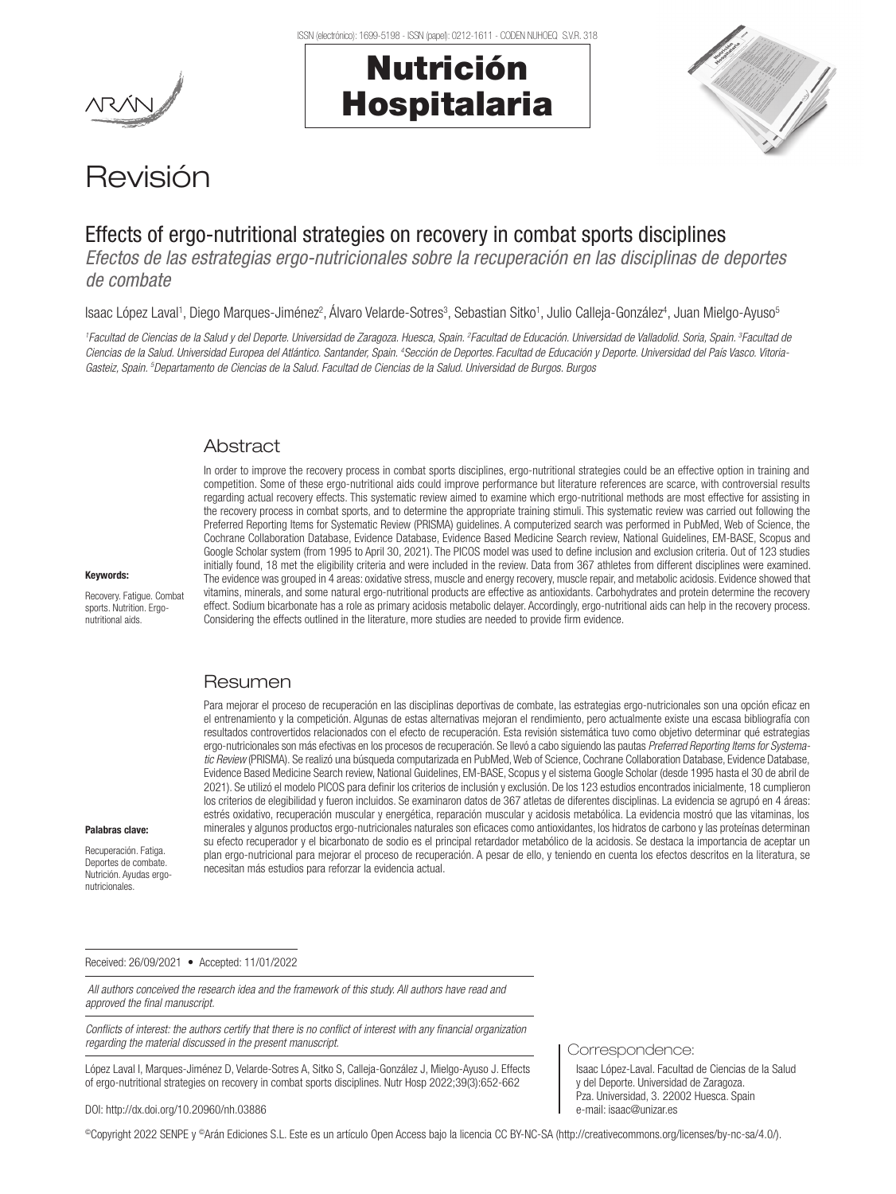# Revisión

## Effects of ergo-nutritional strategies on recovery in combat sports disciplines

*Efectos de las estrategias ergo-nutricionales sobre la recuperación en las disciplinas de deportes de combate*

Isaac López Laval[1], Diego Marques-Jiménez[2], Álvaro Velarde-Sotres[3], Sebastian Sitko[1], Julio Calleja-González[4], Juan Mielgo-Ayuso[5]

[1]*Facultad de Ciencias de la Salud y del Deporte. Universidad de Zaragoza. Huesca, Spain.* [2]*Facultad de Educación. Universidad de Valladolid. Soria, Spain.* [3]*Facultad de Ciencias de la Salud. Universidad Europea del Atlántico. Santander, Spain.* [4]*Sección de Deportes. Facultad de Educación y Deporte. Universidad del País Vasco. Vitoria-Gasteiz, Spain.* [5]*Departamento de Ciencias de la Salud. Facultad de Ciencias de la Salud. Universidad de Burgos. Burgos*

### Abstract

In order to improve the recovery process in combat sports disciplines, ergo-nutritional strategies could be an effective option in training and competition. Some of these ergo-nutritional aids could improve performance but literature references are scarce, with controversial results regarding actual recovery effects. This systematic review aimed to examine which ergo-nutritional methods are most effective for assisting in the recovery process in combat sports, and to determine the appropriate training stimuli. This systematic review was carried out following the Preferred Reporting Items for Systematic Review (PRISMA) guidelines. A computerized search was performed in PubMed, Web of Science, the Cochrane Collaboration Database, Evidence Database, Evidence Based Medicine Search review, National Guidelines, EM-BASE, Scopus and Google Scholar system (from 1995 to April 30, 2021). The PICOS model was used to define inclusion and exclusion criteria. Out of 123 studies initially found, 18 met the eligibility criteria and were included in the review. Data from 367 athletes from different disciplines were examined. The evidence was grouped in 4 areas: oxidative stress, muscle and energy recovery, muscle repair, and metabolic acidosis. Evidence showed that vitamins, minerals, and some natural ergo-nutritional products are effective as antioxidants. Carbohydrates and protein determine the recovery effect. Sodium bicarbonate has a role as primary acidosis metabolic delayer. Accordingly, ergo-nutritional aids can help in the recovery process. Considering the effects outlined in the literature, more studies are needed to provide firm evidence.

**Keywords:**

Recovery. Fatigue. Combat sports. Nutrition. Ergo-nutritional aids.

### Resumen

Para mejorar el proceso de recuperación en las disciplinas deportivas de combate, las estrategias ergo-nutricionales son una opción eficaz en el entrenamiento y la competición. Algunas de estas alternativas mejoran el rendimiento, pero actualmente existe una escasa bibliografía con resultados controvertidos relacionados con el efecto de recuperación. Esta revisión sistemática tuvo como objetivo determinar qué estrategias ergo-nutricionales son más efectivas en los procesos de recuperación. Se llevó a cabo siguiendo las pautas *Preferred Reporting Items for Systematic Review* (PRISMA). Se realizó una búsqueda computarizada en PubMed, Web of Science, Cochrane Collaboration Database, Evidence Database, Evidence Based Medicine Search review, National Guidelines, EM-BASE, Scopus y el sistema Google Scholar (desde 1995 hasta el 30 de abril de 2021). Se utilizó el modelo PICOS para definir los criterios de inclusión y exclusión. De los 123 estudios encontrados inicialmente, 18 cumplieron los criterios de elegibilidad y fueron incluidos. Se examinaron datos de 367 atletas de diferentes disciplinas. La evidencia se agrupó en 4 áreas: estrés oxidativo, recuperación muscular y energética, reparación muscular y acidosis metabólica. La evidencia mostró que las vitaminas, los minerales y algunos productos ergo-nutricionales naturales son eficaces como antioxidantes, los hidratos de carbono y las proteínas determinan su efecto recuperador y el bicarbonato de sodio es el principal retardador metabólico de la acidosis. Se destaca la importancia de aceptar un plan ergo-nutricional para mejorar el proceso de recuperación. A pesar de ello, y teniendo en cuenta los efectos descritos en la literatura, se necesitan más estudios para reforzar la evidencia actual.

**Palabras clave:**

Recuperación. Fatiga. Deportes de combate. Nutrición. Ayudas ergo-nutricionales.

Received: 26/09/2021 • Accepted: 11/01/2022

*All authors conceived the research idea and the framework of this study. All authors have read and approved the final manuscript.*

*Conflicts of interest: the authors certify that there is no conflict of interest with any financial organization regarding the material discussed in the present manuscript.*

López Laval I, Marques-Jiménez D, Velarde-Sotres A, Sitko S, Calleja-González J, Mielgo-Ayuso J. Effects of ergo-nutritional strategies on recovery in combat sports disciplines. Nutr Hosp 2022;39(3):652-662

DOI: http://dx.doi.org/10.20960/nh.03886

Correspondence:

Isaac López-Laval. Facultad de Ciencias de la Salud y del Deporte. Universidad de Zaragoza. Pza. Universidad, 3. 22002 Huesca. Spain
e-mail: isaac@unizar.es

©Copyright 2022 SENPE y ©Arán Ediciones S.L. Este es un artículo Open Access bajo la licencia CC BY-NC-SA (http://creativecommons.org/licenses/by-nc-sa/4.0/).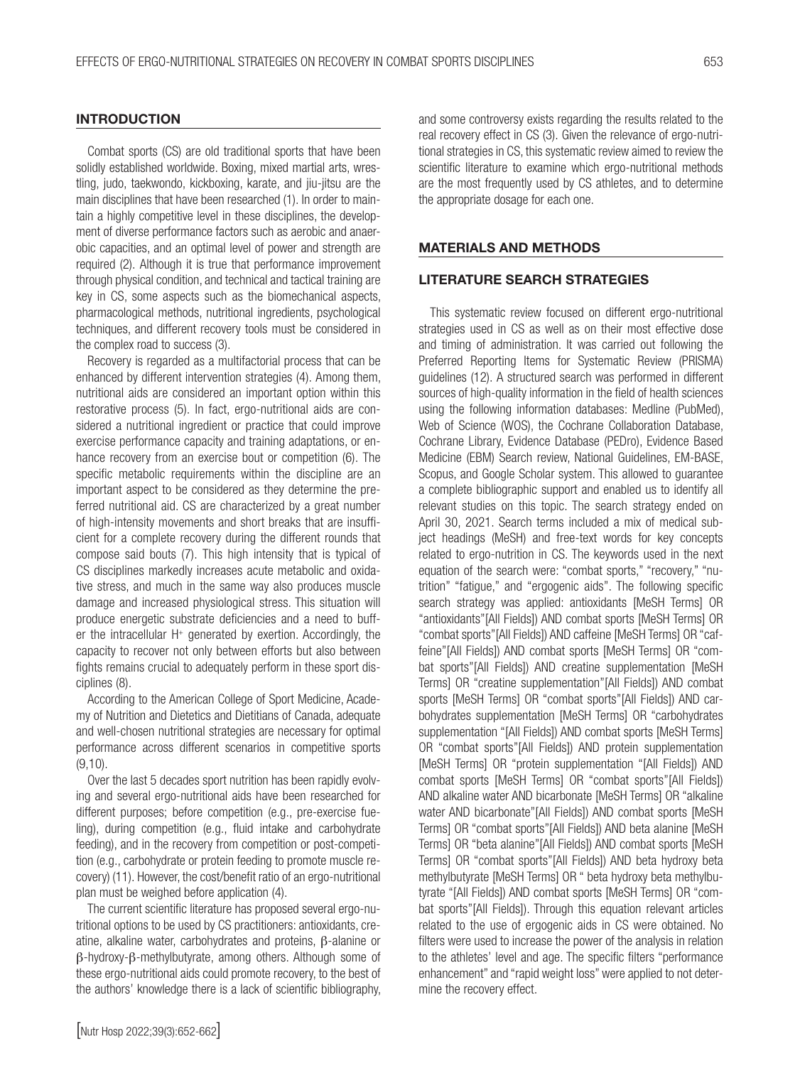## INTRODUCTION

Combat sports (CS) are old traditional sports that have been solidly established worldwide. Boxing, mixed martial arts, wrestling, judo, taekwondo, kickboxing, karate, and jiu-jitsu are the main disciplines that have been researched (1). In order to maintain a highly competitive level in these disciplines, the development of diverse performance factors such as aerobic and anaerobic capacities, and an optimal level of power and strength are required (2). Although it is true that performance improvement through physical condition, and technical and tactical training are key in CS, some aspects such as the biomechanical aspects, pharmacological methods, nutritional ingredients, psychological techniques, and different recovery tools must be considered in the complex road to success (3).

Recovery is regarded as a multifactorial process that can be enhanced by different intervention strategies (4). Among them, nutritional aids are considered an important option within this restorative process (5). In fact, ergo-nutritional aids are considered a nutritional ingredient or practice that could improve exercise performance capacity and training adaptations, or enhance recovery from an exercise bout or competition (6). The specific metabolic requirements within the discipline are an important aspect to be considered as they determine the preferred nutritional aid. CS are characterized by a great number of high-intensity movements and short breaks that are insufficient for a complete recovery during the different rounds that compose said bouts (7). This high intensity that is typical of CS disciplines markedly increases acute metabolic and oxidative stress, and much in the same way also produces muscle damage and increased physiological stress. This situation will produce energetic substrate deficiencies and a need to buffer the intracellular $H^+$ generated by exertion. Accordingly, the capacity to recover not only between efforts but also between fights remains crucial to adequately perform in these sport disciplines (8).

According to the American College of Sport Medicine, Academy of Nutrition and Dietetics and Dietitians of Canada, adequate and well-chosen nutritional strategies are necessary for optimal performance across different scenarios in competitive sports (9,10).

Over the last 5 decades sport nutrition has been rapidly evolving and several ergo-nutritional aids have been researched for different purposes; before competition (e.g., pre-exercise fueling), during competition (e.g., fluid intake and carbohydrate feeding), and in the recovery from competition or post-competition (e.g., carbohydrate or protein feeding to promote muscle recovery) (11). However, the cost/benefit ratio of an ergo-nutritional plan must be weighed before application (4).

The current scientific literature has proposed several ergo-nutritional options to be used by CS practitioners: antioxidants, creatine, alkaline water, carbohydrates and proteins, $\beta$-alanine or $\beta$-hydroxy-$\beta$-methylbutyrate, among others. Although some of these ergo-nutritional aids could promote recovery, to the best of the authors' knowledge there is a lack of scientific bibliography, and some controversy exists regarding the results related to the real recovery effect in CS (3). Given the relevance of ergo-nutritional strategies in CS, this systematic review aimed to review the scientific literature to examine which ergo-nutritional methods are the most frequently used by CS athletes, and to determine the appropriate dosage for each one.

## MATERIALS AND METHODS

### LITERATURE SEARCH STRATEGIES

This systematic review focused on different ergo-nutritional strategies used in CS as well as on their most effective dose and timing of administration. It was carried out following the Preferred Reporting Items for Systematic Review (PRISMA) guidelines (12). A structured search was performed in different sources of high-quality information in the field of health sciences using the following information databases: Medline (PubMed), Web of Science (WOS), the Cochrane Collaboration Database, Cochrane Library, Evidence Database (PEDro), Evidence Based Medicine (EBM) Search review, National Guidelines, EM-BASE, Scopus, and Google Scholar system. This allowed to guarantee a complete bibliographic support and enabled us to identify all relevant studies on this topic. The search strategy ended on April 30, 2021. Search terms included a mix of medical subject headings (MeSH) and free-text words for key concepts related to ergo-nutrition in CS. The keywords used in the next equation of the search were: "combat sports," "recovery," "nutrition" "fatigue," and "ergogenic aids". The following specific search strategy was applied: antioxidants [MeSH Terms] OR "antioxidants"[All Fields]) AND combat sports [MeSH Terms] OR "combat sports"[All Fields]) AND caffeine [MeSH Terms] OR "caffeine"[All Fields]) AND combat sports [MeSH Terms] OR "combat sports"[All Fields]) AND creatine supplementation [MeSH Terms] OR "creatine supplementation"[All Fields]) AND combat sports [MeSH Terms] OR "combat sports"[All Fields]) AND carbohydrates supplementation [MeSH Terms] OR "carbohydrates supplementation "[All Fields]) AND combat sports [MeSH Terms] OR "combat sports"[All Fields]) AND protein supplementation [MeSH Terms] OR "protein supplementation "[All Fields]) AND combat sports [MeSH Terms] OR "combat sports"[All Fields]) AND alkaline water AND bicarbonate [MeSH Terms] OR "alkaline water AND bicarbonate"[All Fields]) AND combat sports [MeSH Terms] OR "combat sports"[All Fields]) AND beta alanine [MeSH Terms] OR "beta alanine"[All Fields]) AND combat sports [MeSH Terms] OR "combat sports"[All Fields]) AND beta hydroxy beta methylbutyrate [MeSH Terms] OR " beta hydroxy beta methylbutyrate "[All Fields]) AND combat sports [MeSH Terms] OR "combat sports"[All Fields]). Through this equation relevant articles related to the use of ergogenic aids in CS were obtained. No filters were used to increase the power of the analysis in relation to the athletes' level and age. The specific filters "performance enhancement" and "rapid weight loss" were applied to not determine the recovery effect.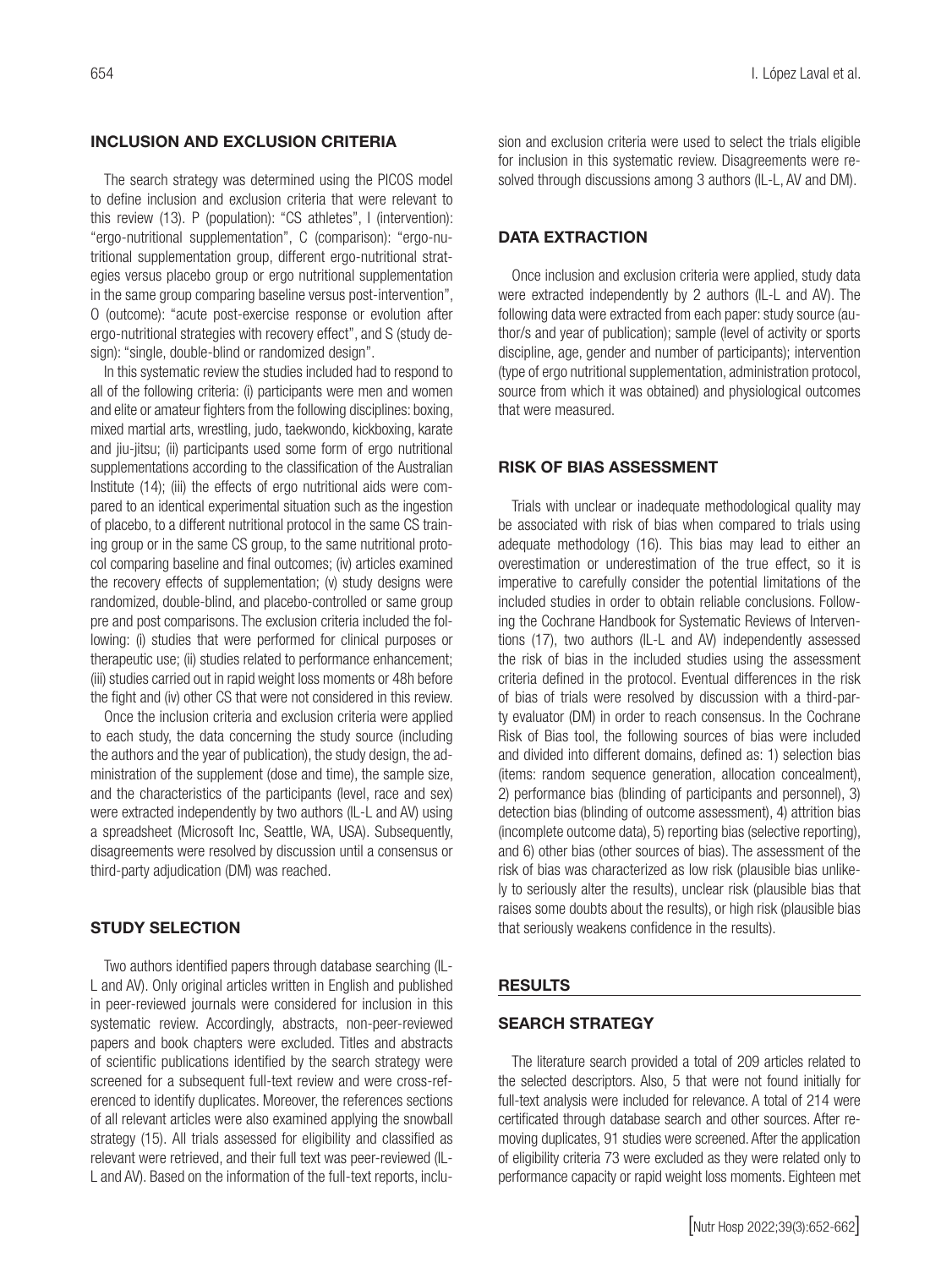## INCLUSION AND EXCLUSION CRITERIA

The search strategy was determined using the PICOS model to define inclusion and exclusion criteria that were relevant to this review (13). P (population): "CS athletes", I (intervention): "ergo-nutritional supplementation", C (comparison): "ergo-nutritional supplementation group, different ergo-nutritional strategies versus placebo group or ergo nutritional supplementation in the same group comparing baseline versus post-intervention", O (outcome): "acute post-exercise response or evolution after ergo-nutritional strategies with recovery effect", and S (study design): "single, double-blind or randomized design".

In this systematic review the studies included had to respond to all of the following criteria: (i) participants were men and women and elite or amateur fighters from the following disciplines: boxing, mixed martial arts, wrestling, judo, taekwondo, kickboxing, karate and jiu-jitsu; (ii) participants used some form of ergo nutritional supplementations according to the classification of the Australian Institute (14); (iii) the effects of ergo nutritional aids were compared to an identical experimental situation such as the ingestion of placebo, to a different nutritional protocol in the same CS training group or in the same CS group, to the same nutritional protocol comparing baseline and final outcomes; (iv) articles examined the recovery effects of supplementation; (v) study designs were randomized, double-blind, and placebo-controlled or same group pre and post comparisons. The exclusion criteria included the following: (i) studies that were performed for clinical purposes or therapeutic use; (ii) studies related to performance enhancement; (iii) studies carried out in rapid weight loss moments or 48h before the fight and (iv) other CS that were not considered in this review.

Once the inclusion criteria and exclusion criteria were applied to each study, the data concerning the study source (including the authors and the year of publication), the study design, the administration of the supplement (dose and time), the sample size, and the characteristics of the participants (level, race and sex) were extracted independently by two authors (IL-L and AV) using a spreadsheet (Microsoft Inc, Seattle, WA, USA). Subsequently, disagreements were resolved by discussion until a consensus or third-party adjudication (DM) was reached.

## STUDY SELECTION

Two authors identified papers through database searching (IL-L and AV). Only original articles written in English and published in peer-reviewed journals were considered for inclusion in this systematic review. Accordingly, abstracts, non-peer-reviewed papers and book chapters were excluded. Titles and abstracts of scientific publications identified by the search strategy were screened for a subsequent full-text review and were cross-referenced to identify duplicates. Moreover, the references sections of all relevant articles were also examined applying the snowball strategy (15). All trials assessed for eligibility and classified as relevant were retrieved, and their full text was peer-reviewed (IL-L and AV). Based on the information of the full-text reports, inclusion and exclusion criteria were used to select the trials eligible for inclusion in this systematic review. Disagreements were resolved through discussions among 3 authors (IL-L, AV and DM).

## DATA EXTRACTION

Once inclusion and exclusion criteria were applied, study data were extracted independently by 2 authors (IL-L and AV). The following data were extracted from each paper: study source (author/s and year of publication); sample (level of activity or sports discipline, age, gender and number of participants); intervention (type of ergo nutritional supplementation, administration protocol, source from which it was obtained) and physiological outcomes that were measured.

## RISK OF BIAS ASSESSMENT

Trials with unclear or inadequate methodological quality may be associated with risk of bias when compared to trials using adequate methodology (16). This bias may lead to either an overestimation or underestimation of the true effect, so it is imperative to carefully consider the potential limitations of the included studies in order to obtain reliable conclusions. Following the Cochrane Handbook for Systematic Reviews of Interventions (17), two authors (IL-L and AV) independently assessed the risk of bias in the included studies using the assessment criteria defined in the protocol. Eventual differences in the risk of bias of trials were resolved by discussion with a third-party evaluator (DM) in order to reach consensus. In the Cochrane Risk of Bias tool, the following sources of bias were included and divided into different domains, defined as: 1) selection bias (items: random sequence generation, allocation concealment), 2) performance bias (blinding of participants and personnel), 3) detection bias (blinding of outcome assessment), 4) attrition bias (incomplete outcome data), 5) reporting bias (selective reporting), and 6) other bias (other sources of bias). The assessment of the risk of bias was characterized as low risk (plausible bias unlikely to seriously alter the results), unclear risk (plausible bias that raises some doubts about the results), or high risk (plausible bias that seriously weakens confidence in the results).

# RESULTS

## SEARCH STRATEGY

The literature search provided a total of 209 articles related to the selected descriptors. Also, 5 that were not found initially for full-text analysis were included for relevance. A total of 214 were certificated through database search and other sources. After removing duplicates, 91 studies were screened. After the application of eligibility criteria 73 were excluded as they were related only to performance capacity or rapid weight loss moments. Eighteen met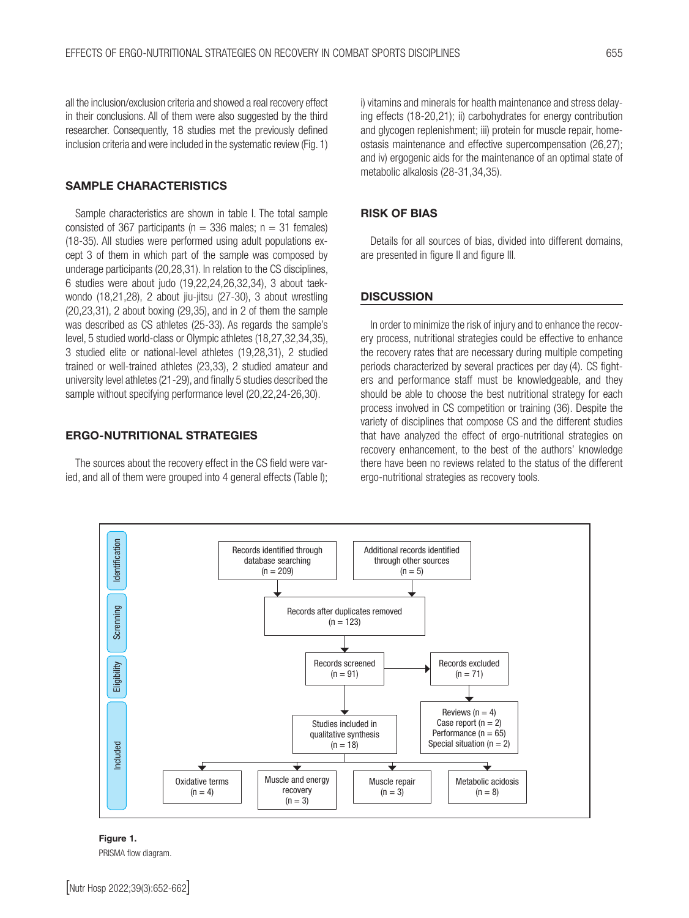all the inclusion/exclusion criteria and showed a real recovery effect in their conclusions. All of them were also suggested by the third researcher. Consequently, 18 studies met the previously defined inclusion criteria and were included in the systematic review (Fig. 1)

## SAMPLE CHARACTERISTICS

Sample characteristics are shown in table I. The total sample consisted of 367 participants (n = 336 males; n = 31 females) (18-35). All studies were performed using adult populations except 3 of them in which part of the sample was composed by underage participants (20,28,31). In relation to the CS disciplines, 6 studies were about judo (19,22,24,26,32,34), 3 about taekwondo (18,21,28), 2 about jiu-jitsu (27-30), 3 about wrestling (20,23,31), 2 about boxing (29,35), and in 2 of them the sample was described as CS athletes (25-33). As regards the sample's level, 5 studied world-class or Olympic athletes (18,27,32,34,35), 3 studied elite or national-level athletes (19,28,31), 2 studied trained or well-trained athletes (23,33), 2 studied amateur and university level athletes (21-29), and finally 5 studies described the sample without specifying performance level (20,22,24-26,30).

## ERGO-NUTRITIONAL STRATEGIES

The sources about the recovery effect in the CS field were varied, and all of them were grouped into 4 general effects (Table I); i) vitamins and minerals for health maintenance and stress delaying effects (18-20,21); ii) carbohydrates for energy contribution and glycogen replenishment; iii) protein for muscle repair, homeostasis maintenance and effective supercompensation (26,27); and iv) ergogenic aids for the maintenance of an optimal state of metabolic alkalosis (28-31,34,35).

## RISK OF BIAS

Details for all sources of bias, divided into different domains, are presented in figure II and figure III.

## DISCUSSION

In order to minimize the risk of injury and to enhance the recovery process, nutritional strategies could be effective to enhance the recovery rates that are necessary during multiple competing periods characterized by several practices per day (4). CS fighters and performance staff must be knowledgeable, and they should be able to choose the best nutritional strategy for each process involved in CS competition or training (36). Despite the variety of disciplines that compose CS and the different studies that have analyzed the effect of ergo-nutritional strategies on recovery enhancement, to the best of the authors' knowledge there have been no reviews related to the status of the different ergo-nutritional strategies as recovery tools.

Identification
Screnning
Eligibility
Included

Records identified through database searching (n = 209)
Additional records identified through other sources (n = 5)
Records after duplicates removed (n = 123)
Records screened (n = 91)
Records excluded (n = 71)
Reviews (n = 4)
Case report (n = 2)
Performance (n = 65)
Special situation (n = 2)
Studies included in qualitative synthesis (n = 18)
Oxidative terms (n = 4)
Muscle and energy recovery (n = 3)
Muscle repair (n = 3)
Metabolic acidosis (n = 8)

**Figure 1.**

PRISMA flow diagram.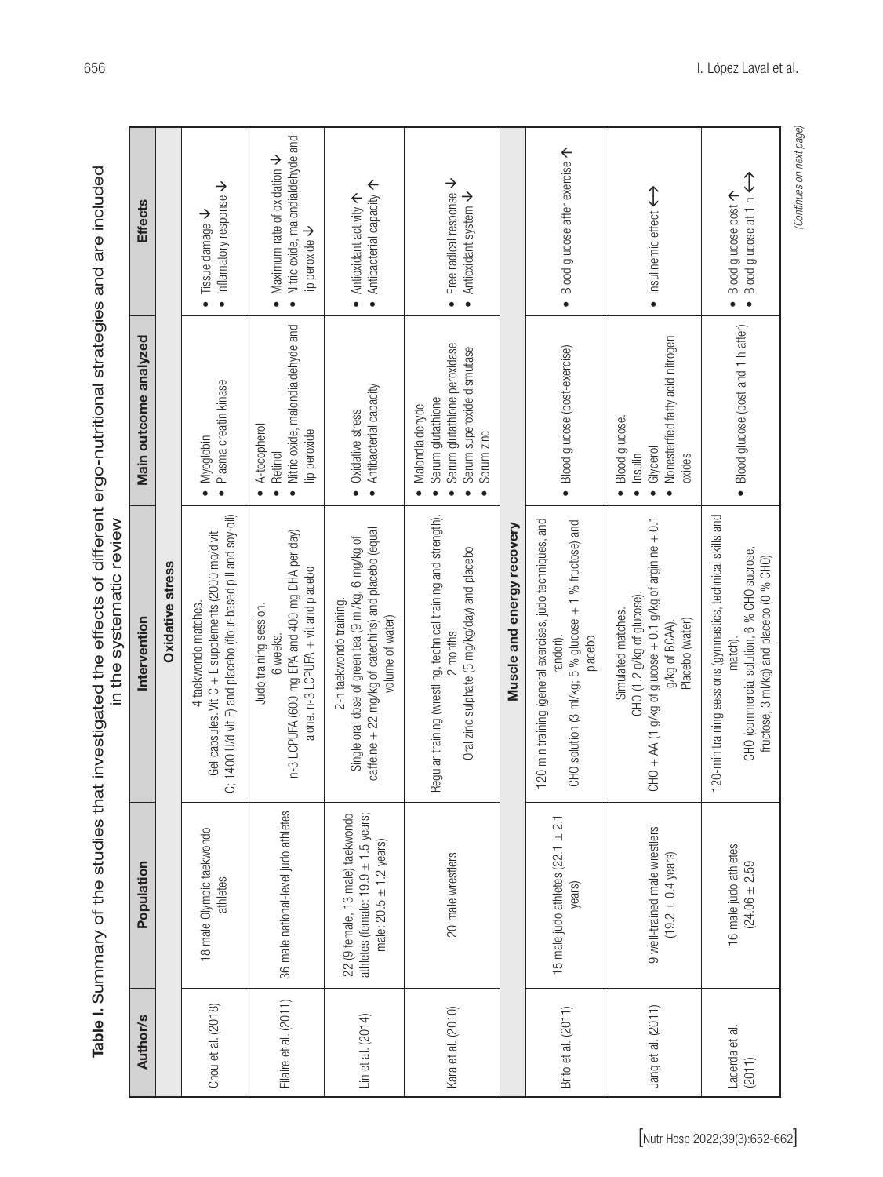**Table I.** Summary of the studies that investigated the effects of different ergo-nutritional strategies and are included in the systematic review

| Author/s | Population | Intervention | Main outcome analyzed | Effects |
|---|---|---|---|---|
| **Oxidative stress** | | | | |
| Chou et al. (2018) | 18 male Olympic taekwondo athletes | 4 taekwondo matches. Gel capsules. Vit C + E supplements (2000 mg/d vit C; 1400 U/d vit E) and placebo (flour-based pill and soy-oil) | • Myoglobin<br>• Plasma creatin kinase | • Tissue damage ↓<br>• Inflamatory response ↓ |
| Filaire et al. (2011) | 36 male national-level judo athletes | Judo training session. 6 weeks. n-3 LCPUFA (600 mg EPA and 400 mg DHA per day) alone. n-3 LCPUFA + vit and placebo | • A-tocopherol<br>• Retinol<br>• Nitric oxide, malondialdehyde and lip peroxide | • Maximum rate of oxidation ↓<br>• Nitric oxide, malondialdehyde and lip peroxide ↓ |
| Lin et al. (2014) | 22 (9 female, 13 male) taekwondo athletes (female: 19.9 ± 1.5 years; male: 20.5 ± 1.2 years) | 2-h taekwondo training. Single oral dose of green tea (9 ml/kg, 6 mg/kg of caffeine + 22 mg/kg of catechins) and placebo (equal volume of water) | • Oxidative stress<br>• Antibacterial capacity | • Antioxidant activity ↑<br>• Antibacterial capacity ↑ |
| Kara et al. (2010) | 20 male wrestlers | Regular training (wrestling, technical training and strength). 2 months. Oral zinc sulphate (5 mg/kg/day) and placebo | • Malondialdehyde<br>• Serum glutathione<br>• Serum glutathione peroxidase<br>• Serum superoxide dismutase<br>• Serum zinc | • Free radical response ↓<br>• Antioxidant system ↓ |
| **Muscle and energy recovery** | | | | |
| Brito et al. (2011) | 15 male judo athletes (22.1 ± 2.1 years) | 120 min training (general exercises, judo techniques, and randori). CHO solution (3 ml/kg; 5 % glucose + 1 % fructose) and placebo | • Blood glucose (post-exercise) | • Blood glucose after exercise ↑ |
| Jang et al. (2011) | 9 well-trained male wrestlers (19.2 ± 0.4 years) | Simulated matches. CHO (1.2 g/kg of glucose). CHO + AA (1 g/kg of glucose + 0.1 g/kg of arginine + 0.1 g/kg of BCAA). Placebo (water) | • Blood glucose.<br>• Insulin<br>• Glycerol<br>• Nonesterfied fatty acid nitrogen oxides | • Insulinemic effect ↔ |
| Lacerda et al. (2011) | 16 male judo athletes (24.06 ± 2.59 | 120-min training sessions (gymnastics, technical skills and match). CHO (commercial solution, 6 % CHO sucrose, fructose, 3 ml/kg) and placebo (0 % CHO) | • Blood glucose (post and 1 h after) | • Blood glucose post ↑<br>• Blood glucose at 1 h ↔ |

*(Continues on next page)*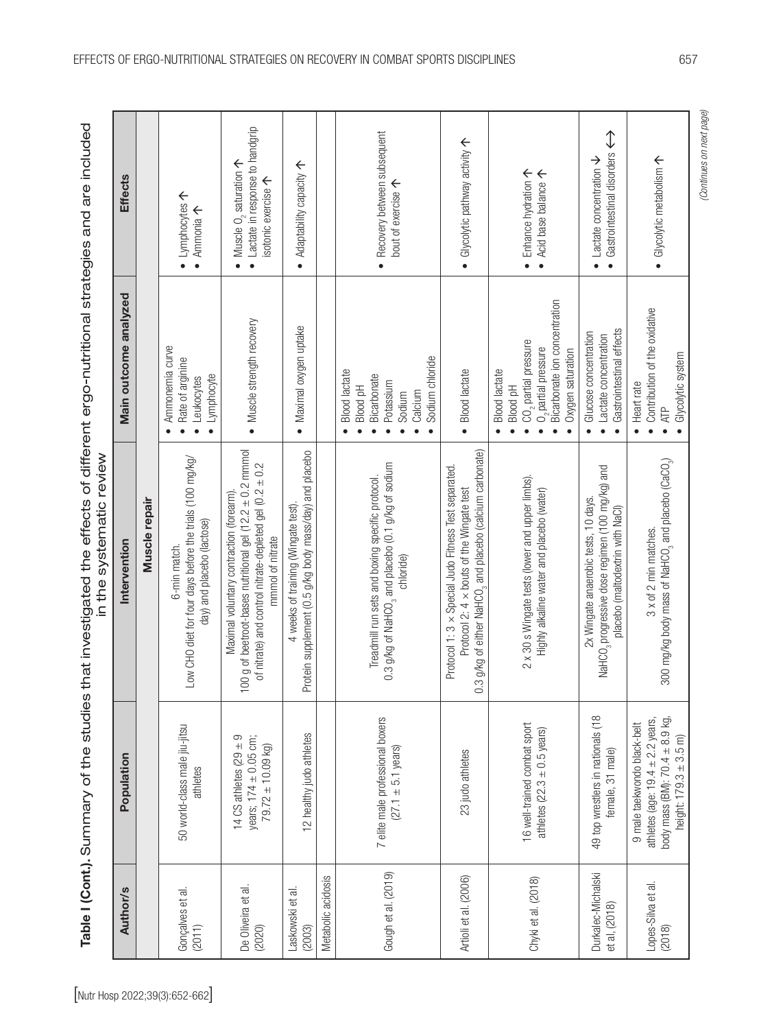**Table I (Cont.).** Summary of the studies that investigated the effects of different ergo-nutritional strategies and are included in the systematic review

| Author/s | Population | Intervention | Main outcome analyzed | Effects |
|---|---|---|---|---|
| | | **Muscle repair** | | |
| Gonçalves et al. (2011) | 50 world-class male jiu-jitsu athletes | 6-min match. Low CHO diet for four days before the trials (100 mg/kg/day) and placebo (lactose) | • Ammonemia curve<br>• Rate of arginine<br>• Leukocytes<br>• Lymphocyte | • Lymphocytes ↑<br>• Ammonia ↑ |
| De Oliveira et al. (2020) | 14 CS athletes (29 ± 9 years; 174 ± 0.05 cm; 79.72 ± 10.09 kg) | Maximal voluntary contraction (forearm). 100 g of beetroot-bases nutritional gel (12.2 ± 0.2 mmol of nitrate) and control nitrate-depleted gel (0.2 ± 0.2 mmol of nitrate | • Muscle strength recovery | • Muscle $O_2$ saturation ↑<br>• Lactate in response to handgrip isotonic exercise ↑ |
| Laskowski et al. (2003) | 12 healthy judo athletes | 4 weeks of training (Wingate test). Protein supplement (0.5 g/kg body mass/day) and placebo | • Maximal oxygen uptake | • Adaptability capacity ↑ |
| Metabolic acidosis | | | | |
| Gough et al. (2019) | 7 elite male professional boxers (27.1 ± 5.1 years) | Treadmill run sets and boxing specific protocol. 0.3 g/kg of $NaHCO_3$ and placebo (0.1 g/kg of sodium chloride) | • Blood lactate<br>• Blood pH<br>• Bicarbonate<br>• Potassium<br>• Sodium<br>• Calcium<br>• Sodium chloride | • Recovery between subsequent bout of exercise ↑ |
| Artioli et al. (2006) | 23 judo athletes | Protocol 1: 3 × Special Judo Fitness Test separated. Protocol 2: 4 × bouts of the Wingate test 0.3 g/kg of either $NaHCO_3$ and placebo (calcium carbonate) | • Blood lactate | • Glycolytic pathway activity ↑ |
| Chycki et al. (2018) | 16 well-trained combat sport athletes (22.3 ± 0.5 years) | 2 x 30 s Wingate tests (lower and upper limbs). Highly alkaline water and placebo (water) | • Blood lactate<br>• Blood pH<br>• $CO_2$ partial pressure<br>• $O_2$ partial pressure<br>• Bicarbonate ion concentration<br>• Oxygen saturation | • Enhance hydration ↑<br>• Acid base balance ↑ |
| Durkalec-Michalski et al, (2018) | 49 top wrestlers in nationals (18 female, 31 male) | 2x Wingate anaerobic tests, 10 days. $NaHCO_3$ progressive dose regimen (100 mg/kg) and placebo (maltodextrin with NaCl) | • Glucose concentration<br>• Lactate concentration<br>• Gastrointestinal effects | • Lactate concentration ↓<br>• Gastrointestinal disorders ↔ |
| Lopes-Silva et al. (2018) | 9 male taekwondo black-belt athletes (age: 19.4 ± 2.2 years, body mass (BM): 70.4 ± 8.9 kg, height: 179.3 ± 3.5 m) | 3 x of 2 min matches. 300 mg/kg body mass of $NaHCO_3$ and placebo ($CaCO_3$) | • Heart rate<br>• Contribution of the oxidative<br>• ATP<br>• Glycolytic system | • Glycolytic metabolism ↑ |

*(Continues on next page)*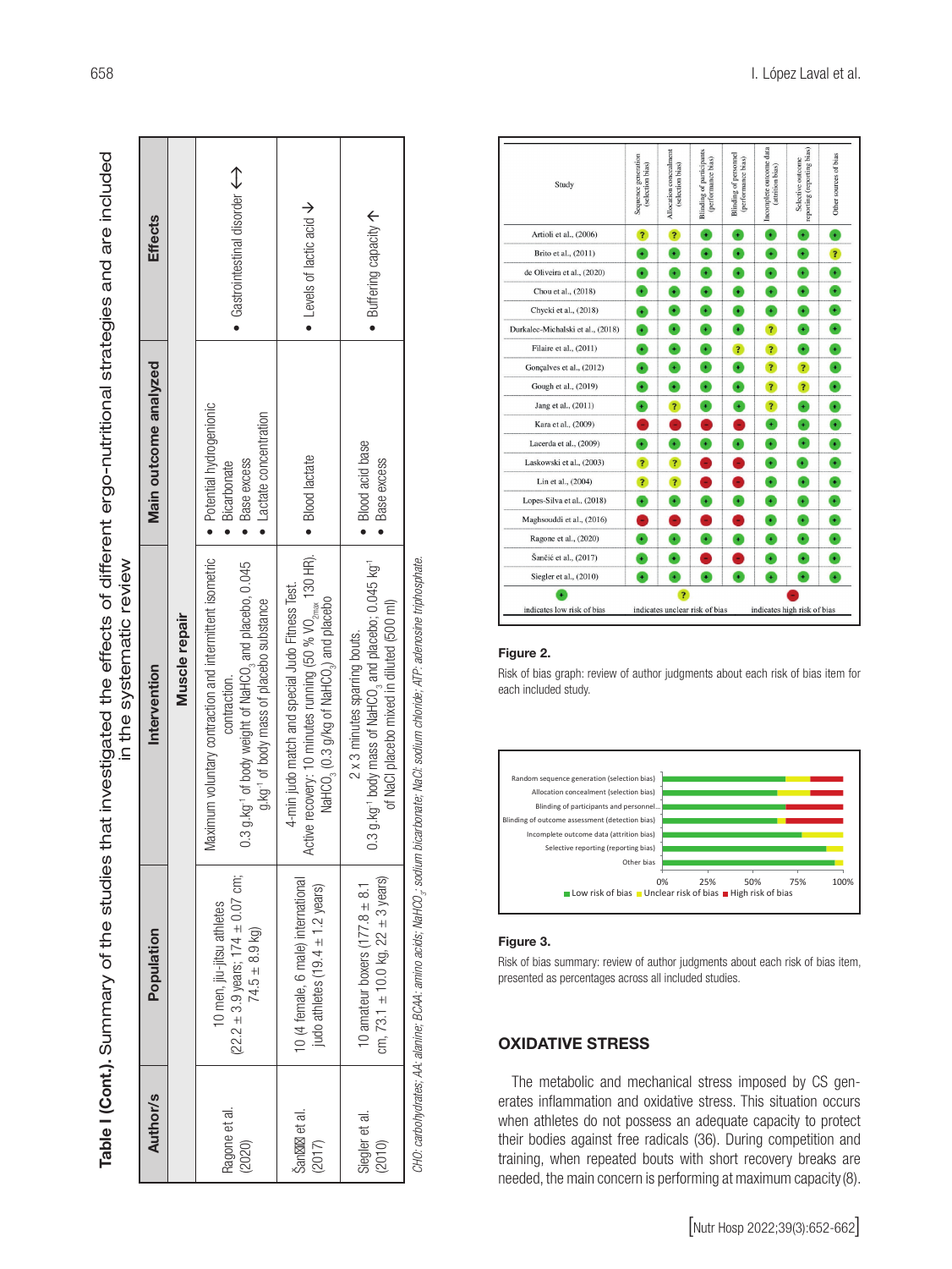**Table I (Cont.).** Summary of the studies that investigated the effects of different ergo-nutritional strategies and are included in the systematic review

| Author/s | Population | Intervention | Main outcome analyzed | Effects |
|---|---|---|---|---|
| | | **Muscle repair** | | |
| Ragone et al. (2020) | 10 men, jiu-jitsu athletes (22.2 ± 3.9 years; 174 ± 0.07 cm; 74.5 ± 8.9 kg) | Maximum voluntary contraction and intermittent isometric contraction. 0.3 g.kg$^{-1}$ of body weight of $NaHCO_3$ and placebo, 0.045 g.kg$^{-1}$ of body mass of placebo substance | • Potential hydrogenionic<br>• Bicarbonate<br>• Base excess<br>• Lactate concentration | • Gastrointestinal disorder ↔ |
| Šanč̌ić et al. (2017) | 10 (4 female, 6 male) international judo athletes (19.4 ± 1.2 years) | 4-min judo match and special Judo Fitness Test. Active recovery: 10 minutes running (50 % $VO_{2max}$ 130 HR). $NaHCO_3$ (0.3 g/kg of $NaHCO_3$) and placebo | • Blood lactate | • Levels of lactic acid ↓ |
| Siegler et al. (2010) | 10 amateur boxers (177.8 ± 8.1 cm, 73.1 ± 10.0 kg, 22 ± 3 years) | 2 x 3 minutes sparring bouts. 0.3 g.kg$^{-1}$ body mass of $NaHCO_3$ and placebo; 0.045 kg$^{-1}$ of NaCl placebo mixed in diluted (500 ml) | • Blood acid base<br>• Base excess | • Buffering capacity ↑ |

*CHO: carbohydrates; AA: alanine; BCAA: amino acids; $NaHCO_3$: sodium bicarbonate; NaCl: sodium chloride; ATP: adenosine triphosphate.*

Study | Sequence generation (selection bias) | Allocation concealment (selection bias) | Blinding of participants (performance bias) | Blinding of personnel (performance bias) | Incomplete outcome data (attrition bias) | Selective outcome reporting (reporting bias) | Other sources of bias

Artioli et al., (2006)
Brito et al., (2011)
de Oliveira et al., (2020)
Chou et al., (2018)
Chycki et al., (2018)
Durkalec-Michalski et al., (2018)
Filaire et al., (2011)
Gonçalves et al., (2012)
Gough et al., (2019)
Jang et al., (2011)
Kara et al., (2009)
Lacerda et al., (2009)
Laskowski et al., (2003)
Lin et al., (2004)
Lopes-Silva et al., (2018)
Maghsouddi et al., (2016)
Ragone et al., (2020)
Šančić et al., (2017)
Siegler et al., (2010)

+ indicates low risk of bias
? indicates unclear risk of bias
− indicates high risk of bias

**Figure 2.**

Risk of bias graph: review of author judgments about each risk of bias item for each included study.

Random sequence generation (selection bias)
Allocation concealment (selection bias)
Blinding of participants and personnel...
Blinding of outcome assessment (detection bias)
Incomplete outcome data (attrition bias)
Selective reporting (reporting bias)
Other bias

0% 25% 50% 75% 100%

Low risk of bias | Unclear risk of bias | High risk of bias

**Figure 3.**

Risk of bias summary: review of author judgments about each risk of bias item, presented as percentages across all included studies.

## OXIDATIVE STRESS

The metabolic and mechanical stress imposed by CS generates inflammation and oxidative stress. This situation occurs when athletes do not possess an adequate capacity to protect their bodies against free radicals (36). During competition and training, when repeated bouts with short recovery breaks are needed, the main concern is performing at maximum capacity (8).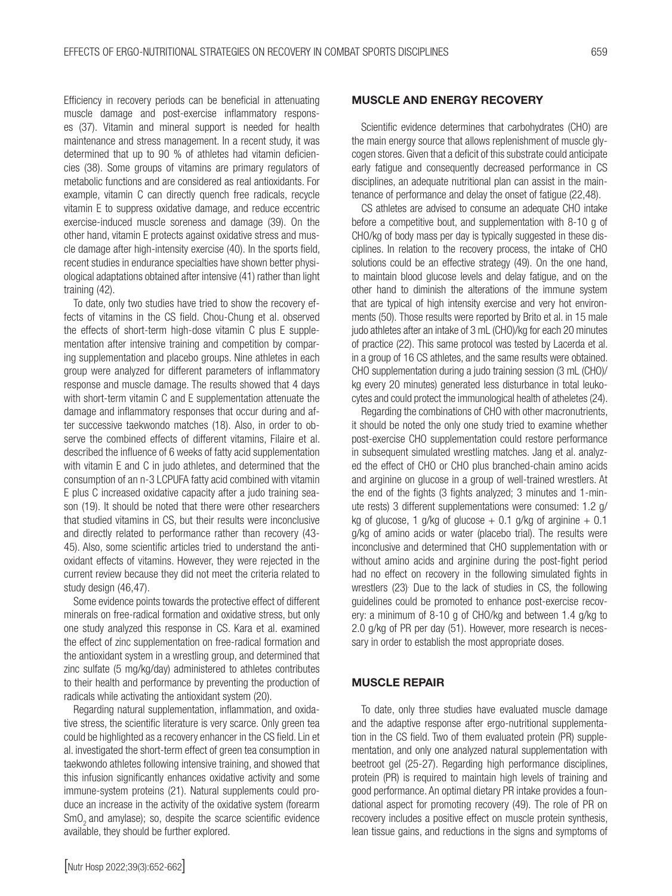Efficiency in recovery periods can be beneficial in attenuating muscle damage and post-exercise inflammatory responses (37). Vitamin and mineral support is needed for health maintenance and stress management. In a recent study, it was determined that up to 90 % of athletes had vitamin deficiencies (38). Some groups of vitamins are primary regulators of metabolic functions and are considered as real antioxidants. For example, vitamin C can directly quench free radicals, recycle vitamin E to suppress oxidative damage, and reduce eccentric exercise-induced muscle soreness and damage (39). On the other hand, vitamin E protects against oxidative stress and muscle damage after high-intensity exercise (40). In the sports field, recent studies in endurance specialties have shown better physiological adaptations obtained after intensive (41) rather than light training (42).

To date, only two studies have tried to show the recovery effects of vitamins in the CS field. Chou-Chung et al. observed the effects of short-term high-dose vitamin C plus E supplementation after intensive training and competition by comparing supplementation and placebo groups. Nine athletes in each group were analyzed for different parameters of inflammatory response and muscle damage. The results showed that 4 days with short-term vitamin C and E supplementation attenuate the damage and inflammatory responses that occur during and after successive taekwondo matches (18). Also, in order to observe the combined effects of different vitamins, Filaire et al. described the influence of 6 weeks of fatty acid supplementation with vitamin E and C in judo athletes, and determined that the consumption of an n-3 LCPUFA fatty acid combined with vitamin E plus C increased oxidative capacity after a judo training season (19). It should be noted that there were other researchers that studied vitamins in CS, but their results were inconclusive and directly related to performance rather than recovery (43-45). Also, some scientific articles tried to understand the antioxidant effects of vitamins. However, they were rejected in the current review because they did not meet the criteria related to study design (46,47).

Some evidence points towards the protective effect of different minerals on free-radical formation and oxidative stress, but only one study analyzed this response in CS. Kara et al. examined the effect of zinc supplementation on free-radical formation and the antioxidant system in a wrestling group, and determined that zinc sulfate (5 mg/kg/day) administered to athletes contributes to their health and performance by preventing the production of radicals while activating the antioxidant system (20).

Regarding natural supplementation, inflammation, and oxidative stress, the scientific literature is very scarce. Only green tea could be highlighted as a recovery enhancer in the CS field. Lin et al. investigated the short-term effect of green tea consumption in taekwondo athletes following intensive training, and showed that this infusion significantly enhances oxidative activity and some immune-system proteins (21). Natural supplements could produce an increase in the activity of the oxidative system (forearm $SmO_2$ and amylase); so, despite the scarce scientific evidence available, they should be further explored.

## MUSCLE AND ENERGY RECOVERY

Scientific evidence determines that carbohydrates (CHO) are the main energy source that allows replenishment of muscle glycogen stores. Given that a deficit of this substrate could anticipate early fatigue and consequently decreased performance in CS disciplines, an adequate nutritional plan can assist in the maintenance of performance and delay the onset of fatigue (22,48).

CS athletes are advised to consume an adequate CHO intake before a competitive bout, and supplementation with 8-10 g of CHO/kg of body mass per day is typically suggested in these disciplines. In relation to the recovery process, the intake of CHO solutions could be an effective strategy (49). On the one hand, to maintain blood glucose levels and delay fatigue, and on the other hand to diminish the alterations of the immune system that are typical of high intensity exercise and very hot environments (50). Those results were reported by Brito et al. in 15 male judo athletes after an intake of 3 mL (CHO)/kg for each 20 minutes of practice (22). This same protocol was tested by Lacerda et al. in a group of 16 CS athletes, and the same results were obtained. CHO supplementation during a judo training session (3 mL (CHO)/kg every 20 minutes) generated less disturbance in total leukocytes and could protect the immunological health of atheletes (24).

Regarding the combinations of CHO with other macronutrients, it should be noted the only one study tried to examine whether post-exercise CHO supplementation could restore performance in subsequent simulated wrestling matches. Jang et al. analyzed the effect of CHO or CHO plus branched-chain amino acids and arginine on glucose in a group of well-trained wrestlers. At the end of the fights (3 fights analyzed; 3 minutes and 1-minute rests) 3 different supplementations were consumed: 1.2 g/kg of glucose, 1 g/kg of glucose + 0.1 g/kg of arginine + 0.1 g/kg of amino acids or water (placebo trial). The results were inconclusive and determined that CHO supplementation with or without amino acids and arginine during the post-fight period had no effect on recovery in the following simulated fights in wrestlers (23). Due to the lack of studies in CS, the following guidelines could be promoted to enhance post-exercise recovery: a minimum of 8-10 g of CHO/kg and between 1.4 g/kg to 2.0 g/kg of PR per day (51). However, more research is necessary in order to establish the most appropriate doses.

## MUSCLE REPAIR

To date, only three studies have evaluated muscle damage and the adaptive response after ergo-nutritional supplementation in the CS field. Two of them evaluated protein (PR) supplementation, and only one analyzed natural supplementation with beetroot gel (25-27). Regarding high performance disciplines, protein (PR) is required to maintain high levels of training and good performance. An optimal dietary PR intake provides a foundational aspect for promoting recovery (49). The role of PR on recovery includes a positive effect on muscle protein synthesis, lean tissue gains, and reductions in the signs and symptoms of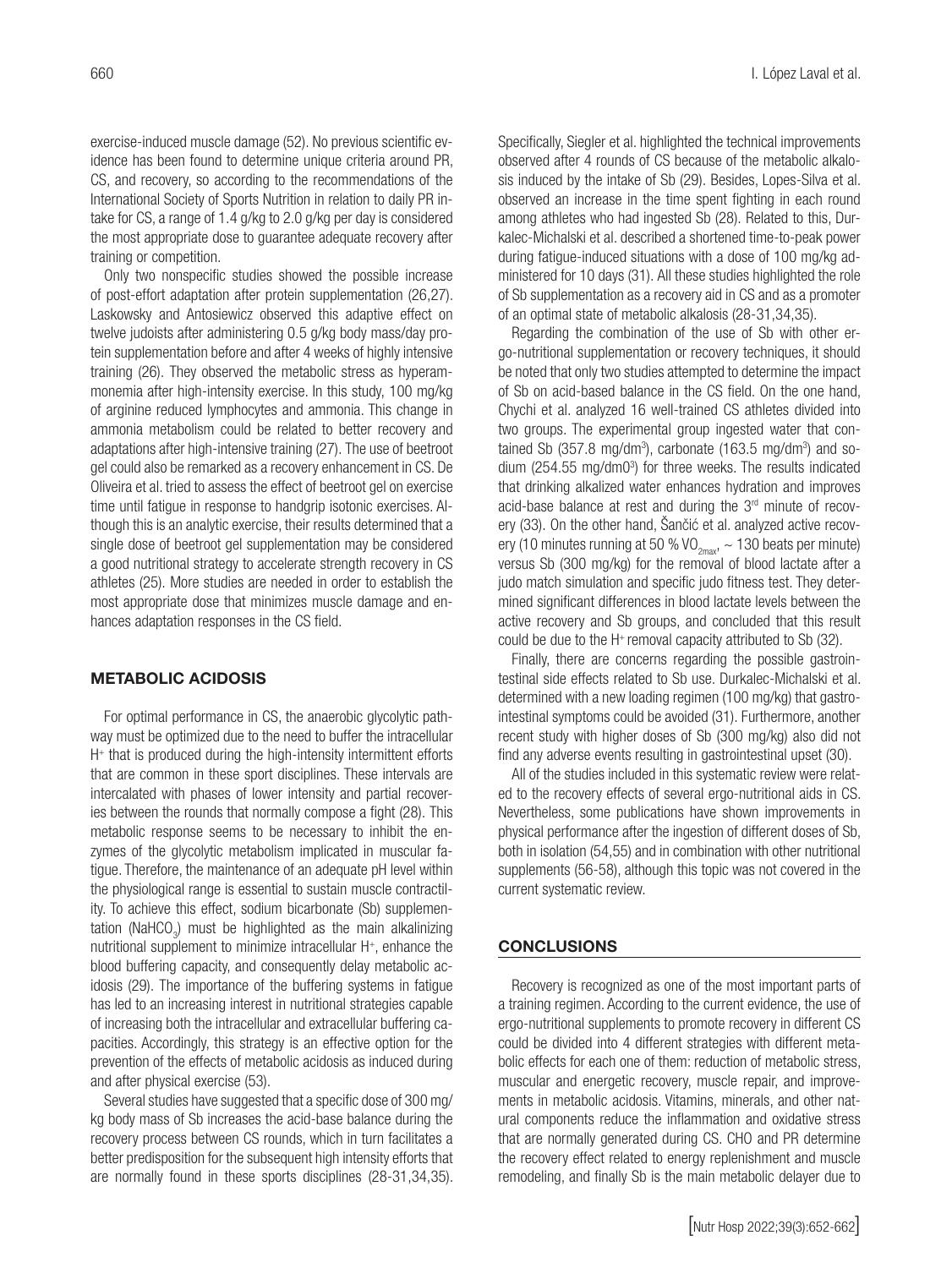exercise-induced muscle damage (52). No previous scientific evidence has been found to determine unique criteria around PR, CS, and recovery, so according to the recommendations of the International Society of Sports Nutrition in relation to daily PR intake for CS, a range of 1.4 g/kg to 2.0 g/kg per day is considered the most appropriate dose to guarantee adequate recovery after training or competition.

Only two nonspecific studies showed the possible increase of post-effort adaptation after protein supplementation (26,27). Laskowsky and Antosiewicz observed this adaptive effect on twelve judoists after administering 0.5 g/kg body mass/day protein supplementation before and after 4 weeks of highly intensive training (26). They observed the metabolic stress as hyperammonemia after high-intensity exercise. In this study, 100 mg/kg of arginine reduced lymphocytes and ammonia. This change in ammonia metabolism could be related to better recovery and adaptations after high-intensive training (27). The use of beetroot gel could also be remarked as a recovery enhancement in CS. De Oliveira et al. tried to assess the effect of beetroot gel on exercise time until fatigue in response to handgrip isotonic exercises. Although this is an analytic exercise, their results determined that a single dose of beetroot gel supplementation may be considered a good nutritional strategy to accelerate strength recovery in CS athletes (25). More studies are needed in order to establish the most appropriate dose that minimizes muscle damage and enhances adaptation responses in the CS field.

## METABOLIC ACIDOSIS

For optimal performance in CS, the anaerobic glycolytic pathway must be optimized due to the need to buffer the intracellular $H^+$ that is produced during the high-intensity intermittent efforts that are common in these sport disciplines. These intervals are intercalated with phases of lower intensity and partial recoveries between the rounds that normally compose a fight (28). This metabolic response seems to be necessary to inhibit the enzymes of the glycolytic metabolism implicated in muscular fatigue. Therefore, the maintenance of an adequate pH level within the physiological range is essential to sustain muscle contractility. To achieve this effect, sodium bicarbonate (Sb) supplementation ($NaHCO_3$) must be highlighted as the main alkalinizing nutritional supplement to minimize intracellular $H^+$, enhance the blood buffering capacity, and consequently delay metabolic acidosis (29). The importance of the buffering systems in fatigue has led to an increasing interest in nutritional strategies capable of increasing both the intracellular and extracellular buffering capacities. Accordingly, this strategy is an effective option for the prevention of the effects of metabolic acidosis as induced during and after physical exercise (53).

Several studies have suggested that a specific dose of 300 mg/kg body mass of Sb increases the acid-base balance during the recovery process between CS rounds, which in turn facilitates a better predisposition for the subsequent high intensity efforts that are normally found in these sports disciplines (28-31,34,35). Specifically, Siegler et al. highlighted the technical improvements observed after 4 rounds of CS because of the metabolic alkalosis induced by the intake of Sb (29). Besides, Lopes-Silva et al. observed an increase in the time spent fighting in each round among athletes who had ingested Sb (28). Related to this, Durkalec-Michalski et al. described a shortened time-to-peak power during fatigue-induced situations with a dose of 100 mg/kg administered for 10 days (31). All these studies highlighted the role of Sb supplementation as a recovery aid in CS and as a promoter of an optimal state of metabolic alkalosis (28-31,34,35).

Regarding the combination of the use of Sb with other ergo-nutritional supplementation or recovery techniques, it should be noted that only two studies attempted to determine the impact of Sb on acid-based balance in the CS field. On the one hand, Chychi et al. analyzed 16 well-trained CS athletes divided into two groups. The experimental group ingested water that contained Sb (357.8 mg/dm$^3$), carbonate (163.5 mg/dm$^3$) and sodium (254.55 mg/dm0$^3$) for three weeks. The results indicated that drinking alkalized water enhances hydration and improves acid-base balance at rest and during the 3$^{rd}$ minute of recovery (33). On the other hand, Šančić et al. analyzed active recovery (10 minutes running at 50 % $VO_{2max}$, ~ 130 beats per minute) versus Sb (300 mg/kg) for the removal of blood lactate after a judo match simulation and specific judo fitness test. They determined significant differences in blood lactate levels between the active recovery and Sb groups, and concluded that this result could be due to the $H^+$ removal capacity attributed to Sb (32).

Finally, there are concerns regarding the possible gastrointestinal side effects related to Sb use. Durkalec-Michalski et al. determined with a new loading regimen (100 mg/kg) that gastrointestinal symptoms could be avoided (31). Furthermore, another recent study with higher doses of Sb (300 mg/kg) also did not find any adverse events resulting in gastrointestinal upset (30).

All of the studies included in this systematic review were related to the recovery effects of several ergo-nutritional aids in CS. Nevertheless, some publications have shown improvements in physical performance after the ingestion of different doses of Sb, both in isolation (54,55) and in combination with other nutritional supplements (56-58), although this topic was not covered in the current systematic review.

## CONCLUSIONS

Recovery is recognized as one of the most important parts of a training regimen. According to the current evidence, the use of ergo-nutritional supplements to promote recovery in different CS could be divided into 4 different strategies with different metabolic effects for each one of them: reduction of metabolic stress, muscular and energetic recovery, muscle repair, and improvements in metabolic acidosis. Vitamins, minerals, and other natural components reduce the inflammation and oxidative stress that are normally generated during CS. CHO and PR determine the recovery effect related to energy replenishment and muscle remodeling, and finally Sb is the main metabolic delayer due to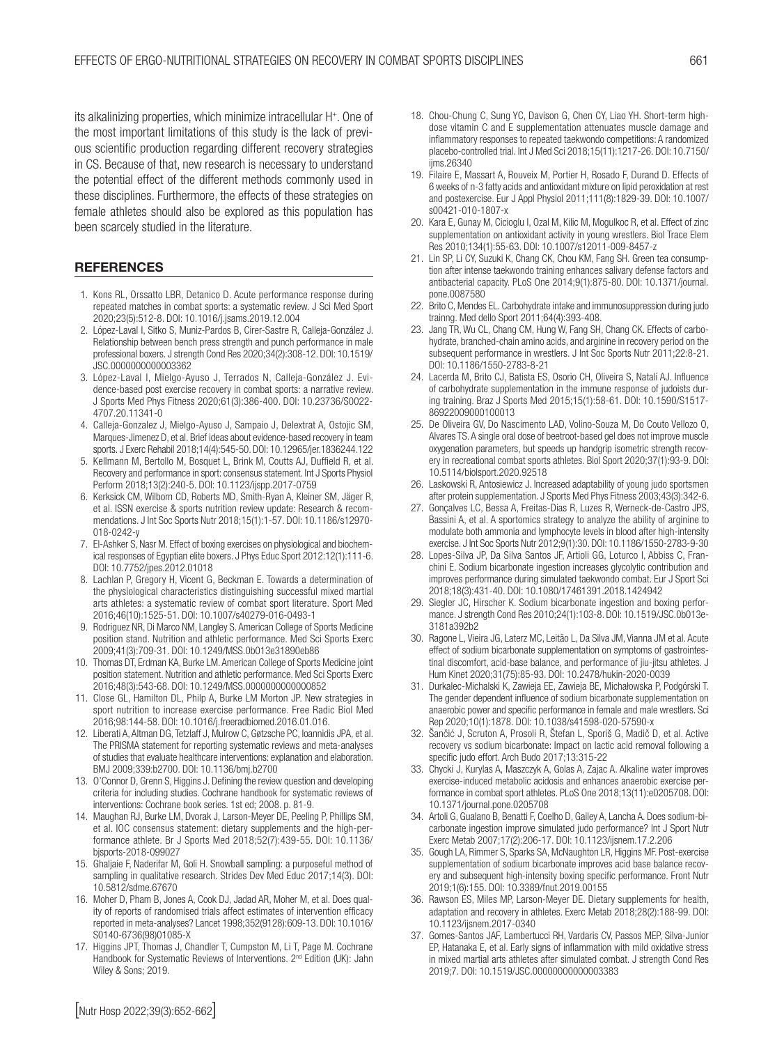its alkalinizing properties, which minimize intracellular $H^+$. One of the most important limitations of this study is the lack of previous scientific production regarding different recovery strategies in CS. Because of that, new research is necessary to understand the potential effect of the different methods commonly used in these disciplines. Furthermore, the effects of these strategies on female athletes should also be explored as this population has been scarcely studied in the literature.

## REFERENCES

1. Kons RL, Orssatto LBR, Detanico D. Acute performance response during repeated matches in combat sports: a systematic review. J Sci Med Sport 2020;23(5):512-8. DOI: 10.1016/j.jsams.2019.12.004
2. López-Laval I, Sitko S, Muniz-Pardos B, Cirer-Sastre R, Calleja-González J. Relationship between bench press strength and punch performance in male professional boxers. J strength Cond Res 2020;34(2):308-12. DOI: 10.1519/JSC.0000000000003362
3. López-Laval I, Mielgo-Ayuso J, Terrados N, Calleja-González J. Evidence-based post exercise recovery in combat sports: a narrative review. J Sports Med Phys Fitness 2020;61(3):386-400. DOI: 10.23736/S0022-4707.20.11341-0
4. Calleja-Gonzalez J, Mielgo-Ayuso J, Sampaio J, Delextrat A, Ostojic SM, Marques-Jimenez D, et al. Brief ideas about evidence-based recovery in team sports. J Exerc Rehabil 2018;14(4):545-50. DOI: 10.12965/jer.1836244.122
5. Kellmann M, Bertollo M, Bosquet L, Brink M, Coutts AJ, Duffield R, et al. Recovery and performance in sport: consensus statement. Int J Sports Physiol Perform 2018;13(2):240-5. DOI: 10.1123/ijspp.2017-0759
6. Kerksick CM, Wilborn CD, Roberts MD, Smith-Ryan A, Kleiner SM, Jäger R, et al. ISSN exercise & sports nutrition review update: Research & recommendations. J Int Soc Sports Nutr 2018;15(1):1-57. DOI: 10.1186/s12970-018-0242-y
7. El-Ashker S, Nasr M. Effect of boxing exercises on physiological and biochemical responses of Egyptian elite boxers. J Phys Educ Sport 2012:12(1):111-6. DOI: 10.7752/jpes.2012.01018
8. Lachlan P, Gregory H, Vicent G, Beckman E. Towards a determination of the physiological characteristics distinguishing successful mixed martial arts athletes: a systematic review of combat sport literature. Sport Med 2016;46(10):1525-51. DOI: 10.1007/s40279-016-0493-1
9. Rodriguez NR, Di Marco NM, Langley S. American College of Sports Medicine position stand. Nutrition and athletic performance. Med Sci Sports Exerc 2009;41(3):709-31. DOI: 10.1249/MSS.0b013e31890eb86
10. Thomas DT, Erdman KA, Burke LM. American College of Sports Medicine joint position statement. Nutrition and athletic performance. Med Sci Sports Exerc 2016;48(3):543-68. DOI: 10.1249/MSS.0000000000000852
11. Close GL, Hamilton DL, Philp A, Burke LM Morton JP. New strategies in sport nutrition to increase exercise performance. Free Radic Biol Med 2016;98:144-58. DOI: 10.1016/j.freeradbiomed.2016.01.016.
12. Liberati A, Altman DG, Tetzlaff J, Mulrow C, Gøtzsche PC, Ioannidis JPA, et al. The PRISMA statement for reporting systematic reviews and meta-analyses of studies that evaluate healthcare interventions: explanation and elaboration. BMJ 2009;339:b2700. DOI: 10.1136/bmj.b2700
13. O'Connor D, Grenn S, Higgins J. Defining the review question and developing criteria for including studies. Cochrane handbook for systematic reviews of interventions: Cochrane book series. 1st ed; 2008. p. 81-9.
14. Maughan RJ, Burke LM, Dvorak J, Larson-Meyer DE, Peeling P, Phillips SM, et al. IOC consensus statement: dietary supplements and the high-performance athlete. Br J Sports Med 2018;52(7):439-55. DOI: 10.1136/bjsports-2018-099027
15. Ghaljaie F, Naderifar M, Goli H. Snowball sampling: a purposeful method of sampling in qualitative research. Strides Dev Med Educ 2017;14(3). DOI: 10.5812/sdme.67670
16. Moher D, Pham B, Jones A, Cook DJ, Jadad AR, Moher M, et al. Does quality of reports of randomised trials affect estimates of intervention efficacy reported in meta-analyses? Lancet 1998;352(9128):609-13. DOI: 10.1016/S0140-6736(98)01085-X
17. Higgins JPT, Thomas J, Chandler T, Cumpston M, Li T, Page M. Cochrane Handbook for Systematic Reviews of Interventions. 2nd Edition (UK): Jahn Wiley & Sons; 2019.
18. Chou-Chung C, Sung YC, Davison G, Chen CY, Liao YH. Short-term high-dose vitamin C and E supplementation attenuates muscle damage and inflammatory responses to repeated taekwondo competitions: A randomized placebo-controlled trial. Int J Med Sci 2018;15(11):1217-26. DOI: 10.7150/ijms.26340
19. Filaire E, Massart A, Rouveix M, Portier H, Rosado F, Durand D. Effects of 6 weeks of n-3 fatty acids and antioxidant mixture on lipid peroxidation at rest and postexercise. Eur J Appl Physiol 2011;111(8):1829-39. DOI: 10.1007/s00421-010-1807-x
20. Kara E, Gunay M, Cicioglu I, Ozal M, Kilic M, Mogulkoc R, et al. Effect of zinc supplementation on antioxidant activity in young wrestlers. Biol Trace Elem Res 2010;134(1):55-63. DOI: 10.1007/s12011-009-8457-z
21. Lin SP, Li CY, Suzuki K, Chang CK, Chou KM, Fang SH. Green tea consumption after intense taekwondo training enhances salivary defense factors and antibacterial capacity. PLoS One 2014;9(1):875-80. DOI: 10.1371/journal.pone.0087580
22. Brito C, Mendes EL. Carbohydrate intake and immunosuppression during judo trainng. Med dello Sport 2011;64(4):393-408.
23. Jang TR, Wu CL, Chang CM, Hung W, Fang SH, Chang CK. Effects of carbohydrate, branched-chain amino acids, and arginine in recovery period on the subsequent performance in wrestlers. J Int Soc Sports Nutr 2011;22:8-21. DOI: 10.1186/1550-2783-8-21
24. Lacerda M, Brito CJ, Batista ES, Osorio CH, Oliveira S, Natalí AJ. Influence of carbohydrate supplementation in the immune response of judoists during training. Braz J Sports Med 2015;15(1):58-61. DOI: 10.1590/S1517-86922009000100013
25. De Oliveira GV, Do Nascimento LAD, Volino-Souza M, Do Couto Vellozo O, Alvares TS. A single oral dose of beetroot-based gel does not improve muscle oxygenation parameters, but speeds up handgrip isometric strength recovery in recreational combat sports athletes. Biol Sport 2020;37(1):93-9. DOI: 10.5114/biolsport.2020.92518
26. Laskowski R, Antosiewicz J. Increased adaptability of young judo sportsmen after protein supplementation. J Sports Med Phys Fitness 2003;43(3):342-6.
27. Gonçalves LC, Bessa A, Freitas-Dias R, Luzes R, Werneck-de-Castro JPS, Bassini A, et al. A sportomics strategy to analyze the ability of arginine to modulate both ammonia and lymphocyte levels in blood after high-intensity exercise. J Int Soc Sports Nutr 2012;9(1):30. DOI: 10.1186/1550-2783-9-30
28. Lopes-Silva JP, Da Silva Santos JF, Artioli GG, Loturco I, Abbiss C, Franchini E. Sodium bicarbonate ingestion increases glycolytic contribution and improves performance during simulated taekwondo combat. Eur J Sport Sci 2018;18(3):431-40. DOI: 10.1080/17461391.2018.1424942
29. Siegler JC, Hirscher K. Sodium bicarbonate ingestion and boxing performance. J strength Cond Res 2010;24(1):103-8. DOI: 10.1519/JSC.0b013e-3181a392b2
30. Ragone L, Vieira JG, Laterz MC, Leitão L, Da Silva JM, Vianna JM et al. Acute effect of sodium bicarbonate supplementation on symptoms of gastrointestinal discomfort, acid-base balance, and performance of jiu-jitsu athletes. J Hum Kinet 2020;31(75):85-93. DOI: 10.2478/hukin-2020-0039
31. Durkalec-Michalski K, Zawieja EE, Zawieja BE, Michałowska P, Podgórski T. The gender dependent influence of sodium bicarbonate supplementation on anaerobic power and specific performance in female and male wrestlers. Sci Rep 2020;10(1):1878. DOI: 10.1038/s41598-020-57590-x
32. Šančić J, Scruton A, Prosoli R, Štefan L, Sporiš G, Madič D, et al. Active recovery vs sodium bicarbonate: Impact on lactic acid removal following a specific judo effort. Arch Budo 2017;13:315-22
33. Chycki J, Kurylas A, Maszczyk A, Golas A, Zajac A. Alkaline water improves exercise-induced metabolic acidosis and enhances anaerobic exercise performance in combat sport athletes. PLoS One 2018;13(11):e0205708. DOI: 10.1371/journal.pone.0205708
34. Artoli G, Gualano B, Benatti F, Coelho D, Gailey A, Lancha A. Does sodium-bicarbonate ingestion improve simulated judo performance? Int J Sport Nutr Exerc Metab 2007;17(2):206-17. DOI: 10.1123/ijsnem.17.2.206
35. Gough LA, Rimmer S, Sparks SA, McNaughton LR, Higgins MF. Post-exercise supplementation of sodium bicarbonate improves acid base balance recovery and subsequent high-intensity boxing specific performance. Front Nutr 2019;1(6):155. DOI: 10.3389/fnut.2019.00155
36. Rawson ES, Miles MP, Larson-Meyer DE. Dietary supplements for health, adaptation and recovery in athletes. Exerc Metab 2018;28(2):188-99. DOI: 10.1123/ijsnem.2017-0340
37. Gomes-Santos JAF, Lambertucci RH, Vardaris CV, Passos MEP, Silva-Junior EP, Hatanaka E, et al. Early signs of inflammation with mild oxidative stress in mixed martial arts athletes after simulated combat. J strength Cond Res 2019;7. DOI: 10.1519/JSC.00000000000003383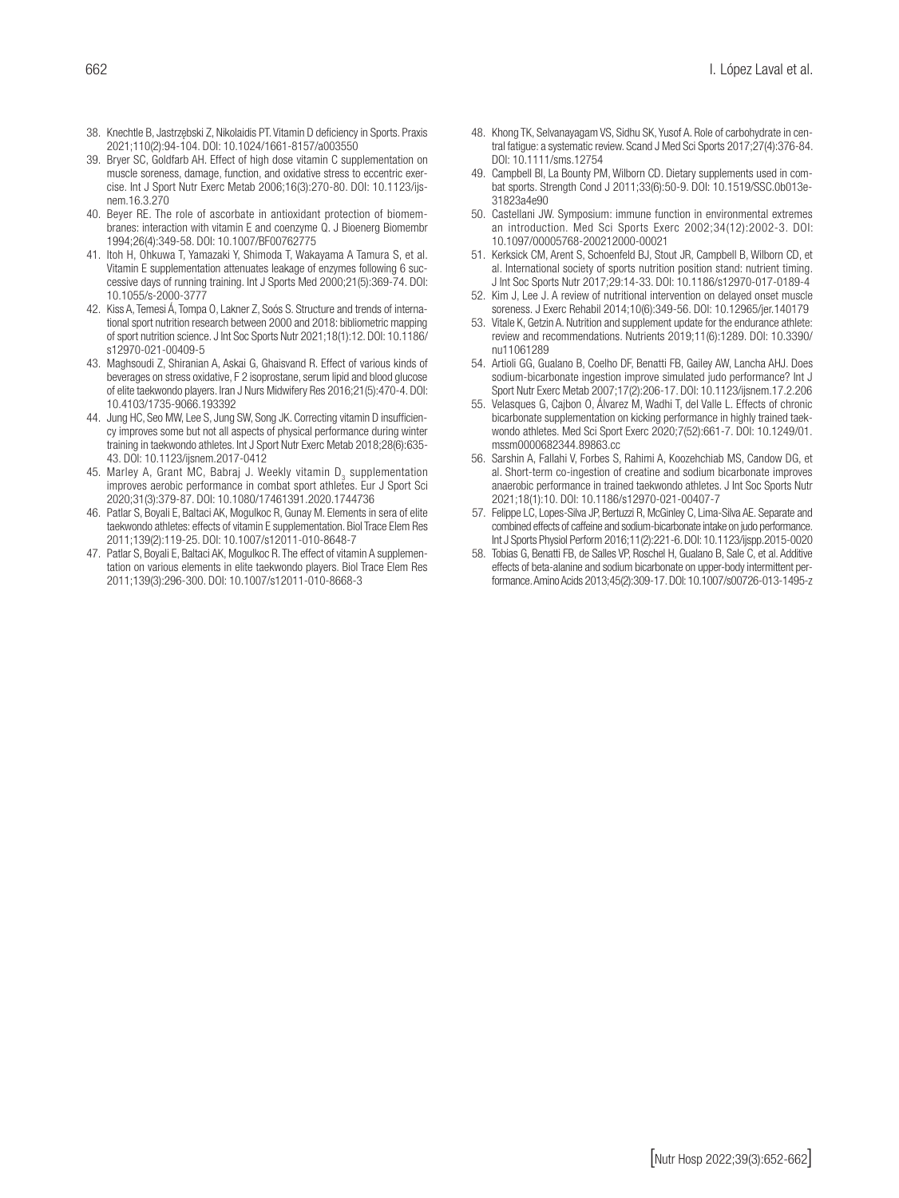38. Knechtle B, Jastrzębski Z, Nikolaidis PT. Vitamin D deficiency in Sports. Praxis 2021;110(2):94-104. DOI: 10.1024/1661-8157/a003550
39. Bryer SC, Goldfarb AH. Effect of high dose vitamin C supplementation on muscle soreness, damage, function, and oxidative stress to eccentric exercise. Int J Sport Nutr Exerc Metab 2006;16(3):270-80. DOI: 10.1123/ijsnem.16.3.270
40. Beyer RE. The role of ascorbate in antioxidant protection of biomembranes: interaction with vitamin E and coenzyme Q. J Bioenerg Biomembr 1994;26(4):349-58. DOI: 10.1007/BF00762775
41. Itoh H, Ohkuwa T, Yamazaki Y, Shimoda T, Wakayama A Tamura S, et al. Vitamin E supplementation attenuates leakage of enzymes following 6 successive days of running training. Int J Sports Med 2000;21(5):369-74. DOI: 10.1055/s-2000-3777
42. Kiss A, Temesi Á, Tompa O, Lakner Z, Soós S. Structure and trends of international sport nutrition research between 2000 and 2018: bibliometric mapping of sport nutrition science. J Int Soc Sports Nutr 2021;18(1):12. DOI: 10.1186/s12970-021-00409-5
43. Maghsoudi Z, Shiranian A, Askai G, Ghaisvand R. Effect of various kinds of beverages on stress oxidative, F 2 isoprostane, serum lipid and blood glucose of elite taekwondo players. Iran J Nurs Midwifery Res 2016;21(5):470-4. DOI: 10.4103/1735-9066.193392
44. Jung HC, Seo MW, Lee S, Jung SW, Song JK. Correcting vitamin D insufficiency improves some but not all aspects of physical performance during winter training in taekwondo athletes. Int J Sport Nutr Exerc Metab 2018;28(6):635-43. DOI: 10.1123/ijsnem.2017-0412
45. Marley A, Grant MC, Babraj J. Weekly vitamin $D_3$ supplementation improves aerobic performance in combat sport athletes. Eur J Sport Sci 2020;31(3):379-87. DOI: 10.1080/17461391.2020.1744736
46. Patlar S, Boyali E, Baltaci AK, Mogulkoc R, Gunay M. Elements in sera of elite taekwondo athletes: effects of vitamin E supplementation. Biol Trace Elem Res 2011;139(2):119-25. DOI: 10.1007/s12011-010-8648-7
47. Patlar S, Boyali E, Baltaci AK, Mogulkoc R. The effect of vitamin A supplementation on various elements in elite taekwondo players. Biol Trace Elem Res 2011;139(3):296-300. DOI: 10.1007/s12011-010-8668-3
48. Khong TK, Selvanayagam VS, Sidhu SK, Yusof A. Role of carbohydrate in central fatigue: a systematic review. Scand J Med Sci Sports 2017;27(4):376-84. DOI: 10.1111/sms.12754
49. Campbell BI, La Bounty PM, Wilborn CD. Dietary supplements used in combat sports. Strength Cond J 2011;33(6):50-9. DOI: 10.1519/SSC.0b013e31823a4e90
50. Castellani JW. Symposium: immune function in environmental extremes an introduction. Med Sci Sports Exerc 2002;34(12):2002-3. DOI: 10.1097/00005768-200212000-00021
51. Kerksick CM, Arent S, Schoenfeld BJ, Stout JR, Campbell B, Wilborn CD, et al. International society of sports nutrition position stand: nutrient timing. J Int Soc Sports Nutr 2017;29:14-33. DOI: 10.1186/s12970-017-0189-4
52. Kim J, Lee J. A review of nutritional intervention on delayed onset muscle soreness. J Exerc Rehabil 2014;10(6):349-56. DOI: 10.12965/jer.140179
53. Vitale K, Getzin A. Nutrition and supplement update for the endurance athlete: review and recommendations. Nutrients 2019;11(6):1289. DOI: 10.3390/nu11061289
54. Artioli GG, Gualano B, Coelho DF, Benatti FB, Gailey AW, Lancha AHJ. Does sodium-bicarbonate ingestion improve simulated judo performance? Int J Sport Nutr Exerc Metab 2007;17(2):206-17. DOI: 10.1123/ijsnem.17.2.206
55. Velasques G, Cajbon O, Álvarez M, Wadhi T, del Valle L. Effects of chronic bicarbonate supplementation on kicking performance in highly trained taekwondo athletes. Med Sci Sport Exerc 2020;7(52):661-7. DOI: 10.1249/01.mssm0000682344.89863.cc
56. Sarshin A, Fallahi V, Forbes S, Rahimi A, Koozehchiab MS, Candow DG, et al. Short-term co-ingestion of creatine and sodium bicarbonate improves anaerobic performance in trained taekwondo athletes. J Int Soc Sports Nutr 2021;18(1):10. DOI: 10.1186/s12970-021-00407-7
57. Felippe LC, Lopes-Silva JP, Bertuzzi R, McGinley C, Lima-Silva AE. Separate and combined effects of caffeine and sodium-bicarbonate intake on judo performance. Int J Sports Physiol Perform 2016;11(2):221-6. DOI: 10.1123/ijspp.2015-0020
58. Tobias G, Benatti FB, de Salles VP, Roschel H, Gualano B, Sale C, et al. Additive effects of beta-alanine and sodium bicarbonate on upper-body intermittent performance. Amino Acids 2013;45(2):309-17. DOI: 10.1007/s00726-013-1495-z